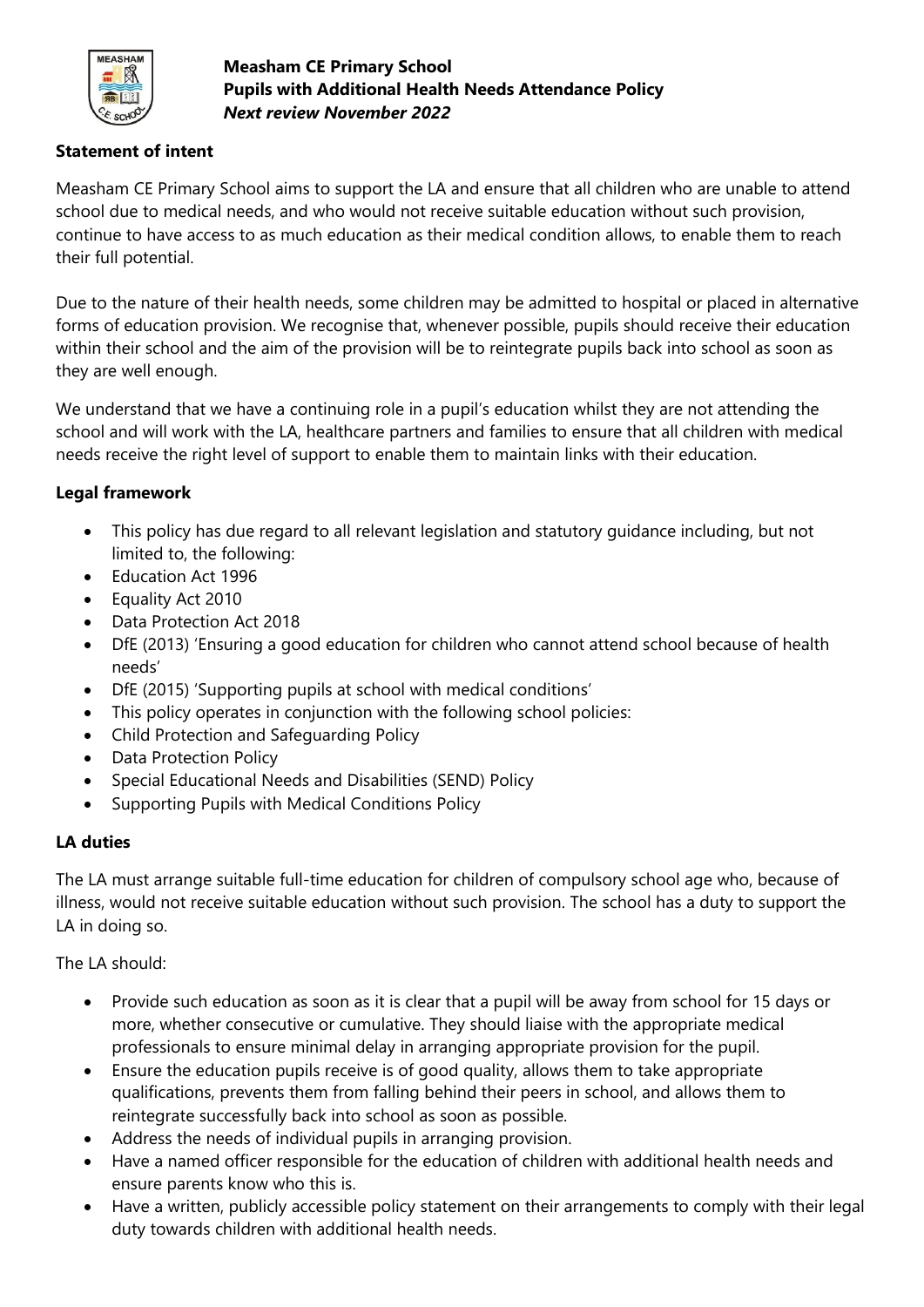**Measham CE Primary School**
**Pupils with Additional Health Needs Attendance Policy**
***Next review November 2022***

## Statement of intent

Measham CE Primary School aims to support the LA and ensure that all children who are unable to attend school due to medical needs, and who would not receive suitable education without such provision, continue to have access to as much education as their medical condition allows, to enable them to reach their full potential.

Due to the nature of their health needs, some children may be admitted to hospital or placed in alternative forms of education provision. We recognise that, whenever possible, pupils should receive their education within their school and the aim of the provision will be to reintegrate pupils back into school as soon as they are well enough.

We understand that we have a continuing role in a pupil's education whilst they are not attending the school and will work with the LA, healthcare partners and families to ensure that all children with medical needs receive the right level of support to enable them to maintain links with their education.

## Legal framework

- This policy has due regard to all relevant legislation and statutory guidance including, but not limited to, the following:
- Education Act 1996
- Equality Act 2010
- Data Protection Act 2018
- DfE (2013) 'Ensuring a good education for children who cannot attend school because of health needs'
- DfE (2015) 'Supporting pupils at school with medical conditions'
- This policy operates in conjunction with the following school policies:
- Child Protection and Safeguarding Policy
- Data Protection Policy
- Special Educational Needs and Disabilities (SEND) Policy
- Supporting Pupils with Medical Conditions Policy

## LA duties

The LA must arrange suitable full-time education for children of compulsory school age who, because of illness, would not receive suitable education without such provision. The school has a duty to support the LA in doing so.

The LA should:

- Provide such education as soon as it is clear that a pupil will be away from school for 15 days or more, whether consecutive or cumulative. They should liaise with the appropriate medical professionals to ensure minimal delay in arranging appropriate provision for the pupil.
- Ensure the education pupils receive is of good quality, allows them to take appropriate qualifications, prevents them from falling behind their peers in school, and allows them to reintegrate successfully back into school as soon as possible.
- Address the needs of individual pupils in arranging provision.
- Have a named officer responsible for the education of children with additional health needs and ensure parents know who this is.
- Have a written, publicly accessible policy statement on their arrangements to comply with their legal duty towards children with additional health needs.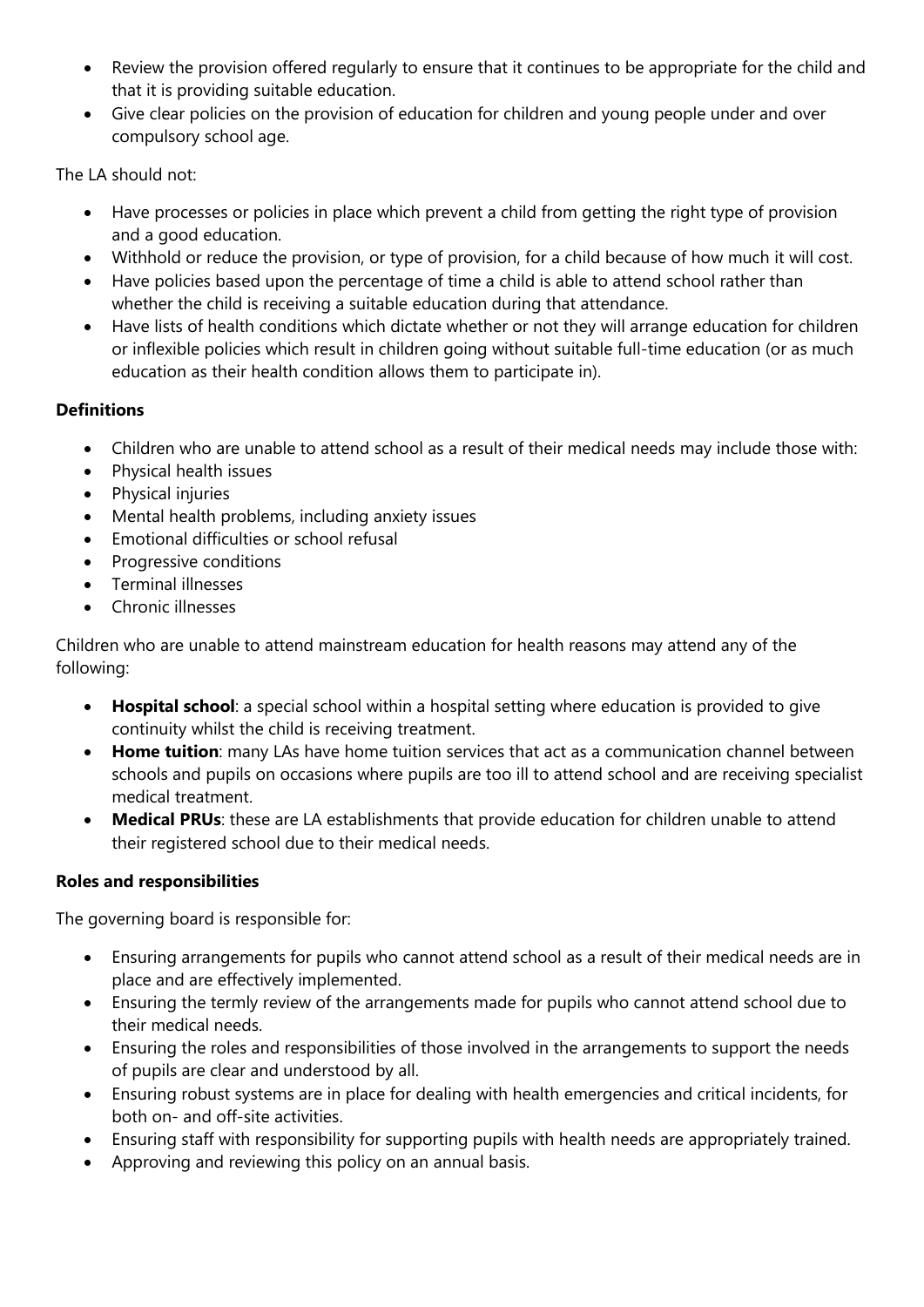- Review the provision offered regularly to ensure that it continues to be appropriate for the child and that it is providing suitable education.
- Give clear policies on the provision of education for children and young people under and over compulsory school age.

The LA should not:

- Have processes or policies in place which prevent a child from getting the right type of provision and a good education.
- Withhold or reduce the provision, or type of provision, for a child because of how much it will cost.
- Have policies based upon the percentage of time a child is able to attend school rather than whether the child is receiving a suitable education during that attendance.
- Have lists of health conditions which dictate whether or not they will arrange education for children or inflexible policies which result in children going without suitable full-time education (or as much education as their health condition allows them to participate in).

**Definitions**

- Children who are unable to attend school as a result of their medical needs may include those with:
- Physical health issues
- Physical injuries
- Mental health problems, including anxiety issues
- Emotional difficulties or school refusal
- Progressive conditions
- Terminal illnesses
- Chronic illnesses

Children who are unable to attend mainstream education for health reasons may attend any of the following:

- **Hospital school**: a special school within a hospital setting where education is provided to give continuity whilst the child is receiving treatment.
- **Home tuition**: many LAs have home tuition services that act as a communication channel between schools and pupils on occasions where pupils are too ill to attend school and are receiving specialist medical treatment.
- **Medical PRUs**: these are LA establishments that provide education for children unable to attend their registered school due to their medical needs.

**Roles and responsibilities**

The governing board is responsible for:

- Ensuring arrangements for pupils who cannot attend school as a result of their medical needs are in place and are effectively implemented.
- Ensuring the termly review of the arrangements made for pupils who cannot attend school due to their medical needs.
- Ensuring the roles and responsibilities of those involved in the arrangements to support the needs of pupils are clear and understood by all.
- Ensuring robust systems are in place for dealing with health emergencies and critical incidents, for both on- and off-site activities.
- Ensuring staff with responsibility for supporting pupils with health needs are appropriately trained.
- Approving and reviewing this policy on an annual basis.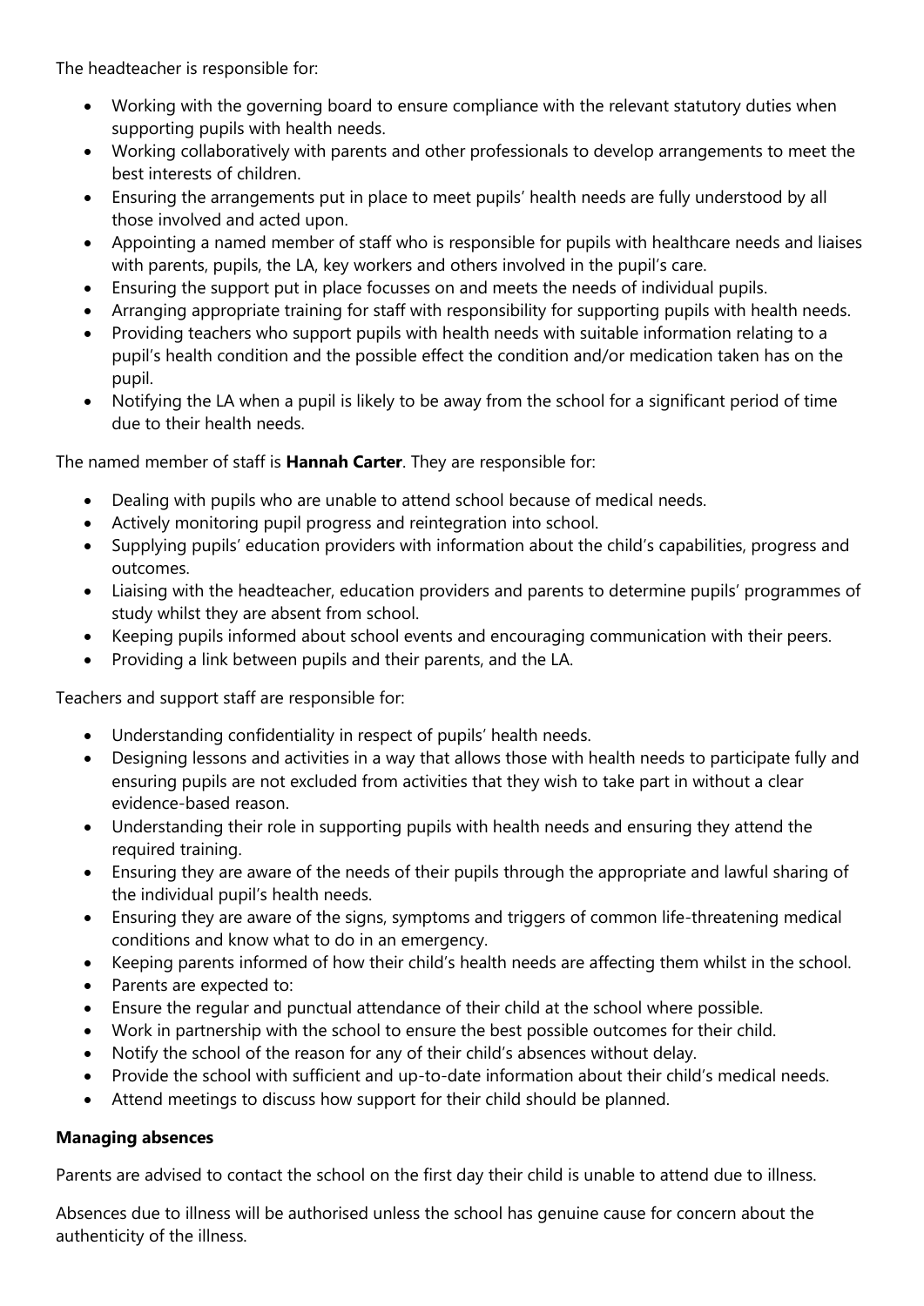The headteacher is responsible for:

- Working with the governing board to ensure compliance with the relevant statutory duties when supporting pupils with health needs.
- Working collaboratively with parents and other professionals to develop arrangements to meet the best interests of children.
- Ensuring the arrangements put in place to meet pupils' health needs are fully understood by all those involved and acted upon.
- Appointing a named member of staff who is responsible for pupils with healthcare needs and liaises with parents, pupils, the LA, key workers and others involved in the pupil's care.
- Ensuring the support put in place focusses on and meets the needs of individual pupils.
- Arranging appropriate training for staff with responsibility for supporting pupils with health needs.
- Providing teachers who support pupils with health needs with suitable information relating to a pupil's health condition and the possible effect the condition and/or medication taken has on the pupil.
- Notifying the LA when a pupil is likely to be away from the school for a significant period of time due to their health needs.

The named member of staff is **Hannah Carter**. They are responsible for:

- Dealing with pupils who are unable to attend school because of medical needs.
- Actively monitoring pupil progress and reintegration into school.
- Supplying pupils' education providers with information about the child's capabilities, progress and outcomes.
- Liaising with the headteacher, education providers and parents to determine pupils' programmes of study whilst they are absent from school.
- Keeping pupils informed about school events and encouraging communication with their peers.
- Providing a link between pupils and their parents, and the LA.

Teachers and support staff are responsible for:

- Understanding confidentiality in respect of pupils' health needs.
- Designing lessons and activities in a way that allows those with health needs to participate fully and ensuring pupils are not excluded from activities that they wish to take part in without a clear evidence-based reason.
- Understanding their role in supporting pupils with health needs and ensuring they attend the required training.
- Ensuring they are aware of the needs of their pupils through the appropriate and lawful sharing of the individual pupil's health needs.
- Ensuring they are aware of the signs, symptoms and triggers of common life-threatening medical conditions and know what to do in an emergency.
- Keeping parents informed of how their child's health needs are affecting them whilst in the school.
- Parents are expected to:
- Ensure the regular and punctual attendance of their child at the school where possible.
- Work in partnership with the school to ensure the best possible outcomes for their child.
- Notify the school of the reason for any of their child's absences without delay.
- Provide the school with sufficient and up-to-date information about their child's medical needs.
- Attend meetings to discuss how support for their child should be planned.

**Managing absences**

Parents are advised to contact the school on the first day their child is unable to attend due to illness.

Absences due to illness will be authorised unless the school has genuine cause for concern about the authenticity of the illness.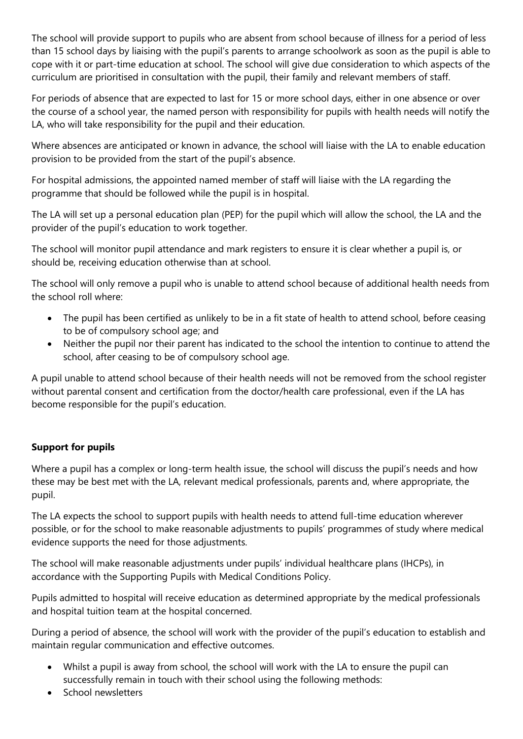The school will provide support to pupils who are absent from school because of illness for a period of less than 15 school days by liaising with the pupil's parents to arrange schoolwork as soon as the pupil is able to cope with it or part-time education at school. The school will give due consideration to which aspects of the curriculum are prioritised in consultation with the pupil, their family and relevant members of staff.

For periods of absence that are expected to last for 15 or more school days, either in one absence or over the course of a school year, the named person with responsibility for pupils with health needs will notify the LA, who will take responsibility for the pupil and their education.

Where absences are anticipated or known in advance, the school will liaise with the LA to enable education provision to be provided from the start of the pupil's absence.

For hospital admissions, the appointed named member of staff will liaise with the LA regarding the programme that should be followed while the pupil is in hospital.

The LA will set up a personal education plan (PEP) for the pupil which will allow the school, the LA and the provider of the pupil's education to work together.

The school will monitor pupil attendance and mark registers to ensure it is clear whether a pupil is, or should be, receiving education otherwise than at school.

The school will only remove a pupil who is unable to attend school because of additional health needs from the school roll where:

- The pupil has been certified as unlikely to be in a fit state of health to attend school, before ceasing to be of compulsory school age; and
- Neither the pupil nor their parent has indicated to the school the intention to continue to attend the school, after ceasing to be of compulsory school age.

A pupil unable to attend school because of their health needs will not be removed from the school register without parental consent and certification from the doctor/health care professional, even if the LA has become responsible for the pupil's education.

**Support for pupils**

Where a pupil has a complex or long-term health issue, the school will discuss the pupil's needs and how these may be best met with the LA, relevant medical professionals, parents and, where appropriate, the pupil.

The LA expects the school to support pupils with health needs to attend full-time education wherever possible, or for the school to make reasonable adjustments to pupils' programmes of study where medical evidence supports the need for those adjustments.

The school will make reasonable adjustments under pupils' individual healthcare plans (IHCPs), in accordance with the Supporting Pupils with Medical Conditions Policy.

Pupils admitted to hospital will receive education as determined appropriate by the medical professionals and hospital tuition team at the hospital concerned.

During a period of absence, the school will work with the provider of the pupil's education to establish and maintain regular communication and effective outcomes.

- Whilst a pupil is away from school, the school will work with the LA to ensure the pupil can successfully remain in touch with their school using the following methods:
- School newsletters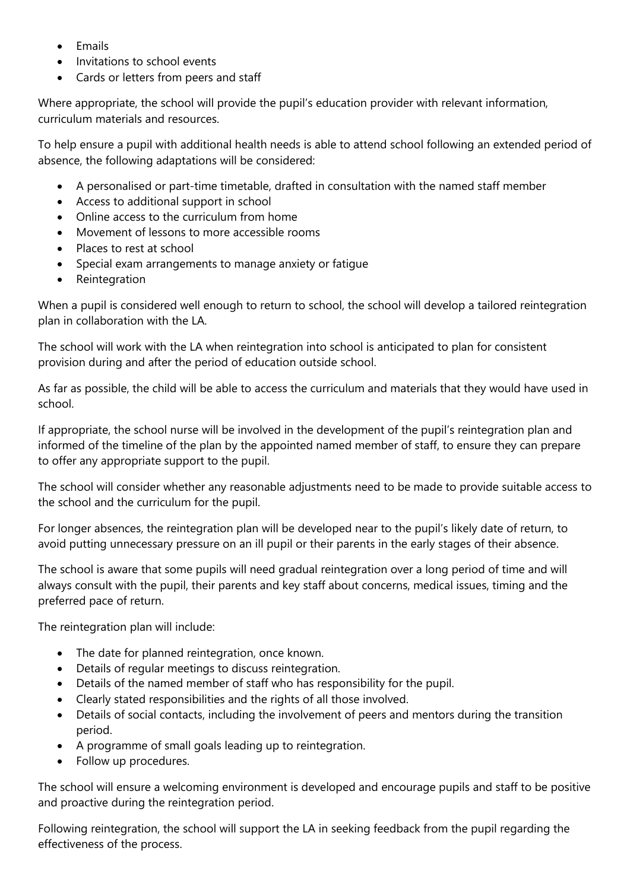- Emails
- Invitations to school events
- Cards or letters from peers and staff

Where appropriate, the school will provide the pupil's education provider with relevant information, curriculum materials and resources.

To help ensure a pupil with additional health needs is able to attend school following an extended period of absence, the following adaptations will be considered:

- A personalised or part-time timetable, drafted in consultation with the named staff member
- Access to additional support in school
- Online access to the curriculum from home
- Movement of lessons to more accessible rooms
- Places to rest at school
- Special exam arrangements to manage anxiety or fatigue
- Reintegration

When a pupil is considered well enough to return to school, the school will develop a tailored reintegration plan in collaboration with the LA.

The school will work with the LA when reintegration into school is anticipated to plan for consistent provision during and after the period of education outside school.

As far as possible, the child will be able to access the curriculum and materials that they would have used in school.

If appropriate, the school nurse will be involved in the development of the pupil's reintegration plan and informed of the timeline of the plan by the appointed named member of staff, to ensure they can prepare to offer any appropriate support to the pupil.

The school will consider whether any reasonable adjustments need to be made to provide suitable access to the school and the curriculum for the pupil.

For longer absences, the reintegration plan will be developed near to the pupil's likely date of return, to avoid putting unnecessary pressure on an ill pupil or their parents in the early stages of their absence.

The school is aware that some pupils will need gradual reintegration over a long period of time and will always consult with the pupil, their parents and key staff about concerns, medical issues, timing and the preferred pace of return.

The reintegration plan will include:

- The date for planned reintegration, once known.
- Details of regular meetings to discuss reintegration.
- Details of the named member of staff who has responsibility for the pupil.
- Clearly stated responsibilities and the rights of all those involved.
- Details of social contacts, including the involvement of peers and mentors during the transition period.
- A programme of small goals leading up to reintegration.
- Follow up procedures.

The school will ensure a welcoming environment is developed and encourage pupils and staff to be positive and proactive during the reintegration period.

Following reintegration, the school will support the LA in seeking feedback from the pupil regarding the effectiveness of the process.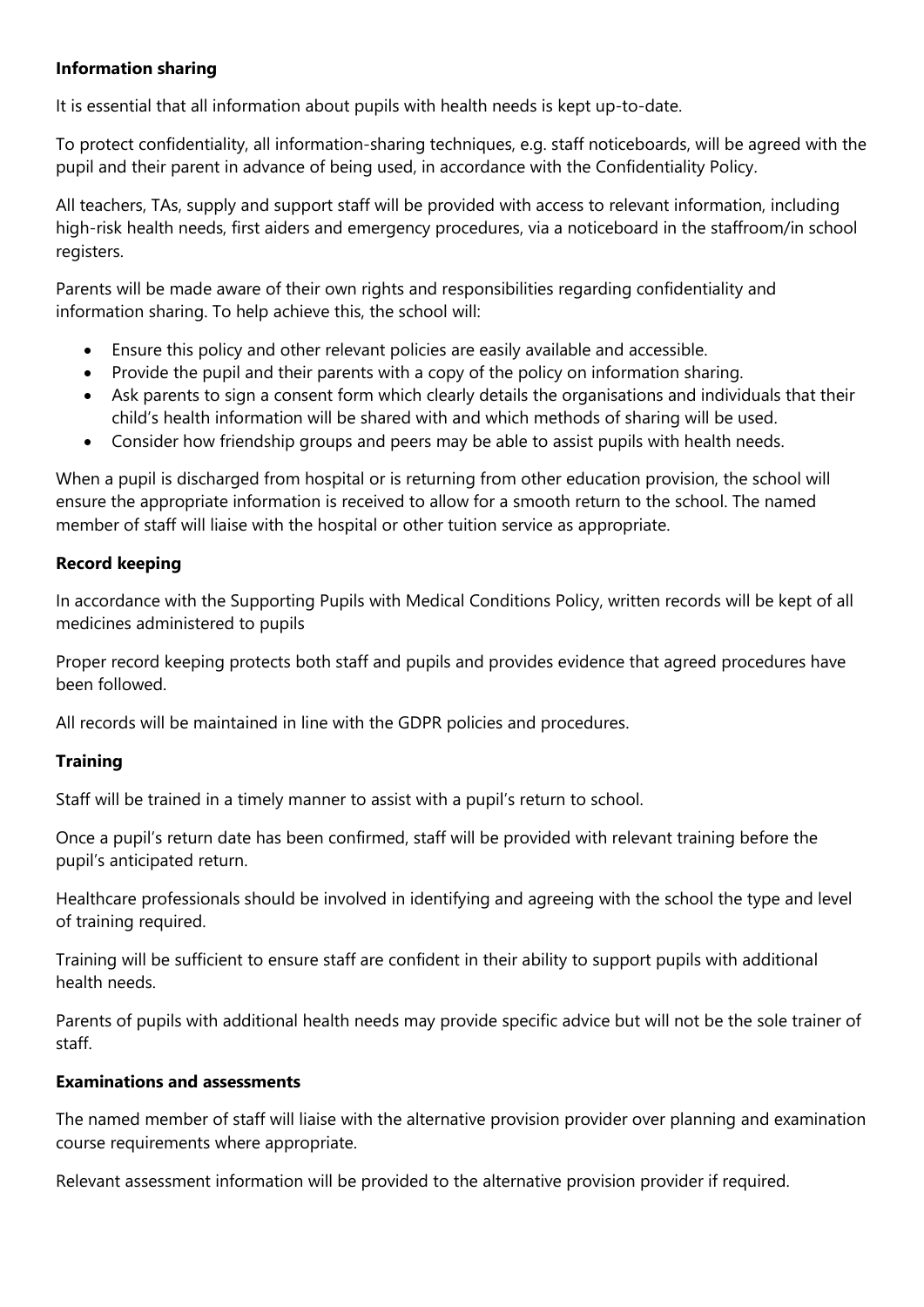**Information sharing**

It is essential that all information about pupils with health needs is kept up-to-date.

To protect confidentiality, all information-sharing techniques, e.g. staff noticeboards, will be agreed with the pupil and their parent in advance of being used, in accordance with the Confidentiality Policy.

All teachers, TAs, supply and support staff will be provided with access to relevant information, including high-risk health needs, first aiders and emergency procedures, via a noticeboard in the staffroom/in school registers.

Parents will be made aware of their own rights and responsibilities regarding confidentiality and information sharing. To help achieve this, the school will:

- Ensure this policy and other relevant policies are easily available and accessible.
- Provide the pupil and their parents with a copy of the policy on information sharing.
- Ask parents to sign a consent form which clearly details the organisations and individuals that their child's health information will be shared with and which methods of sharing will be used.
- Consider how friendship groups and peers may be able to assist pupils with health needs.

When a pupil is discharged from hospital or is returning from other education provision, the school will ensure the appropriate information is received to allow for a smooth return to the school. The named member of staff will liaise with the hospital or other tuition service as appropriate.

**Record keeping**

In accordance with the Supporting Pupils with Medical Conditions Policy, written records will be kept of all medicines administered to pupils

Proper record keeping protects both staff and pupils and provides evidence that agreed procedures have been followed.

All records will be maintained in line with the GDPR policies and procedures.

**Training**

Staff will be trained in a timely manner to assist with a pupil's return to school.

Once a pupil's return date has been confirmed, staff will be provided with relevant training before the pupil's anticipated return.

Healthcare professionals should be involved in identifying and agreeing with the school the type and level of training required.

Training will be sufficient to ensure staff are confident in their ability to support pupils with additional health needs.

Parents of pupils with additional health needs may provide specific advice but will not be the sole trainer of staff.

**Examinations and assessments**

The named member of staff will liaise with the alternative provision provider over planning and examination course requirements where appropriate.

Relevant assessment information will be provided to the alternative provision provider if required.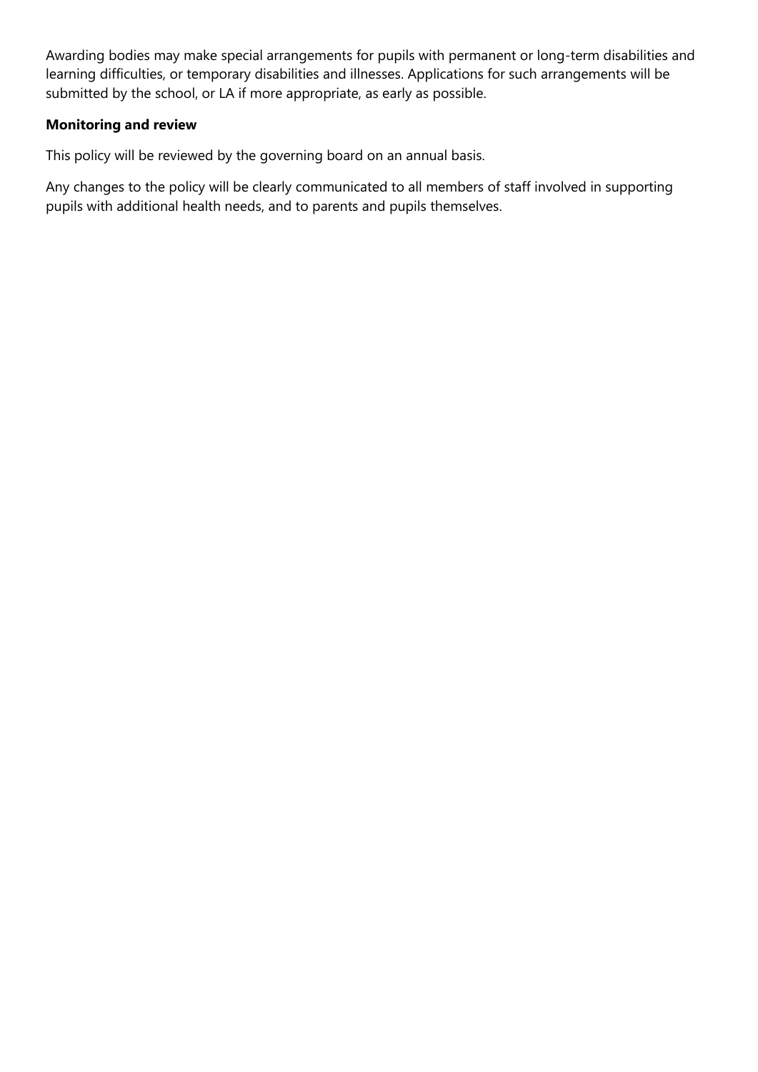Awarding bodies may make special arrangements for pupils with permanent or long-term disabilities and learning difficulties, or temporary disabilities and illnesses. Applications for such arrangements will be submitted by the school, or LA if more appropriate, as early as possible.

**Monitoring and review**

This policy will be reviewed by the governing board on an annual basis.

Any changes to the policy will be clearly communicated to all members of staff involved in supporting pupils with additional health needs, and to parents and pupils themselves.